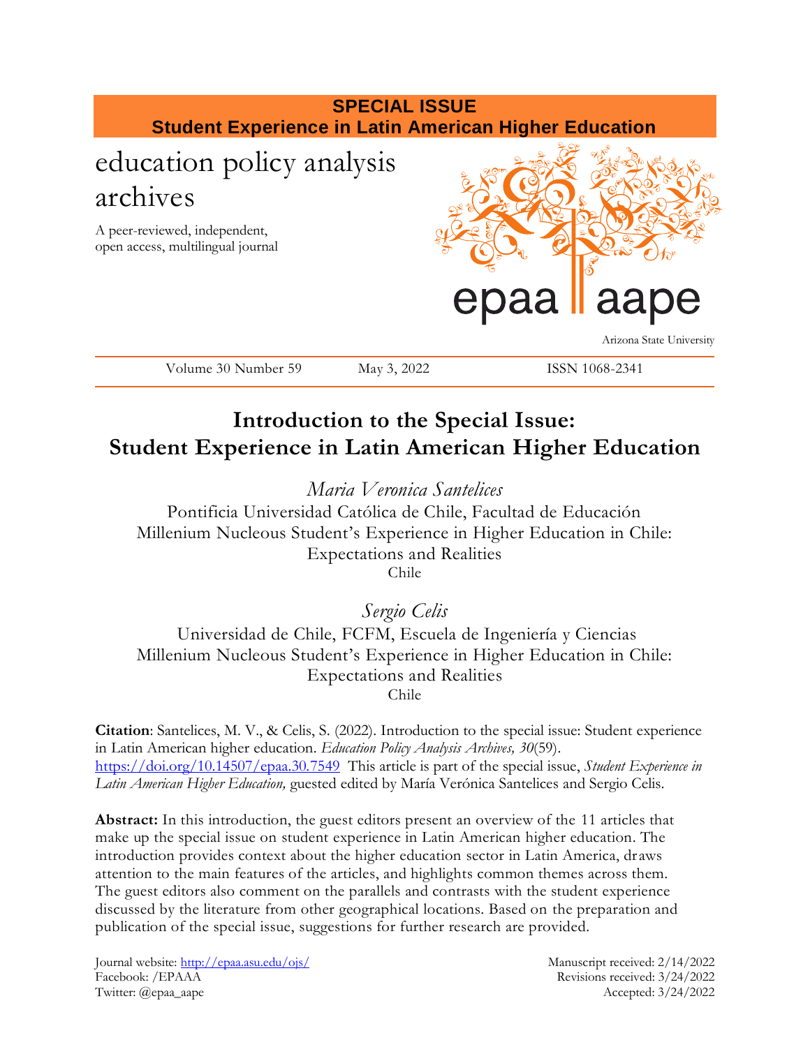**SPECIAL ISSUE**
**Student Experience in Latin American Higher Education**

education policy analysis archives

A peer-reviewed, independent, open access, multilingual journal

epaa aape

Arizona State University

Volume 30 Number 59 May 3, 2022 ISSN 1068-2341

# Introduction to the Special Issue: Student Experience in Latin American Higher Education

*Maria Veronica Santelices*
Pontificia Universidad Católica de Chile, Facultad de Educación
Millenium Nucleous Student's Experience in Higher Education in Chile: Expectations and Realities
Chile

*Sergio Celis*
Universidad de Chile, FCFM, Escuela de Ingeniería y Ciencias
Millenium Nucleous Student's Experience in Higher Education in Chile: Expectations and Realities
Chile

**Citation**: Santelices, M. V., & Celis, S. (2022). Introduction to the special issue: Student experience in Latin American higher education. *Education Policy Analysis Archives, 30*(59). https://doi.org/10.14507/epaa.30.7549 This article is part of the special issue, *Student Experience in Latin American Higher Education,* guested edited by María Verónica Santelices and Sergio Celis.

**Abstract:** In this introduction, the guest editors present an overview of the 11 articles that make up the special issue on student experience in Latin American higher education. The introduction provides context about the higher education sector in Latin America, draws attention to the main features of the articles, and highlights common themes across them. The guest editors also comment on the parallels and contrasts with the student experience discussed by the literature from other geographical locations. Based on the preparation and publication of the special issue, suggestions for further research are provided.

Journal website: http://epaa.asu.edu/ojs/
Facebook: /EPAAA
Twitter: @epaa_aape

Manuscript received: 2/14/2022
Revisions received: 3/24/2022
Accepted: 3/24/2022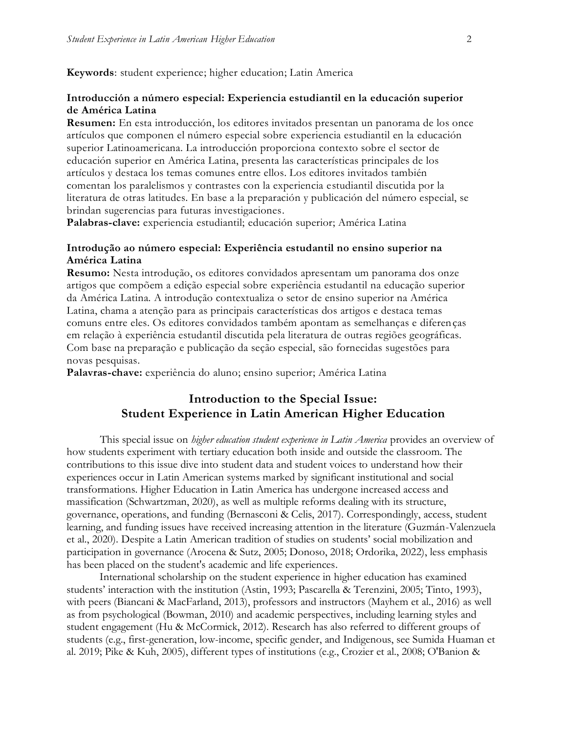**Keywords**: student experience; higher education; Latin America

**Introducción a número especial: Experiencia estudiantil en la educación superior de América Latina**

**Resumen:** En esta introducción, los editores invitados presentan un panorama de los once artículos que componen el número especial sobre experiencia estudiantil en la educación superior Latinoamericana. La introducción proporciona contexto sobre el sector de educación superior en América Latina, presenta las características principales de los artículos y destaca los temas comunes entre ellos. Los editores invitados también comentan los paralelismos y contrastes con la experiencia estudiantil discutida por la literatura de otras latitudes. En base a la preparación y publicación del número especial, se brindan sugerencias para futuras investigaciones.

**Palabras-clave:** experiencia estudiantil; educación superior; América Latina

**Introdução ao número especial: Experiência estudantil no ensino superior na América Latina**

**Resumo:** Nesta introdução, os editores convidados apresentam um panorama dos onze artigos que compõem a edição especial sobre experiência estudantil na educação superior da América Latina. A introdução contextualiza o setor de ensino superior na América Latina, chama a atenção para as principais características dos artigos e destaca temas comuns entre eles. Os editores convidados também apontam as semelhanças e diferenças em relação à experiência estudantil discutida pela literatura de outras regiões geográficas. Com base na preparação e publicação da seção especial, são fornecidas sugestões para novas pesquisas.

**Palavras-chave:** experiência do aluno; ensino superior; América Latina

# Introduction to the Special Issue: Student Experience in Latin American Higher Education

This special issue on *higher education student experience in Latin America* provides an overview of how students experiment with tertiary education both inside and outside the classroom. The contributions to this issue dive into student data and student voices to understand how their experiences occur in Latin American systems marked by significant institutional and social transformations. Higher Education in Latin America has undergone increased access and massification (Schwartzman, 2020), as well as multiple reforms dealing with its structure, governance, operations, and funding (Bernasconi & Celis, 2017). Correspondingly, access, student learning, and funding issues have received increasing attention in the literature (Guzmán-Valenzuela et al., 2020). Despite a Latin American tradition of studies on students' social mobilization and participation in governance (Arocena & Sutz, 2005; Donoso, 2018; Ordorika, 2022), less emphasis has been placed on the student's academic and life experiences.

International scholarship on the student experience in higher education has examined students' interaction with the institution (Astin, 1993; Pascarella & Terenzini, 2005; Tinto, 1993), with peers (Biancani & MacFarland, 2013), professors and instructors (Mayhem et al., 2016) as well as from psychological (Bowman, 2010) and academic perspectives, including learning styles and student engagement (Hu & McCormick, 2012). Research has also referred to different groups of students (e.g., first-generation, low-income, specific gender, and Indigenous, see Sumida Huaman et al. 2019; Pike & Kuh, 2005), different types of institutions (e.g., Crozier et al., 2008; O'Banion &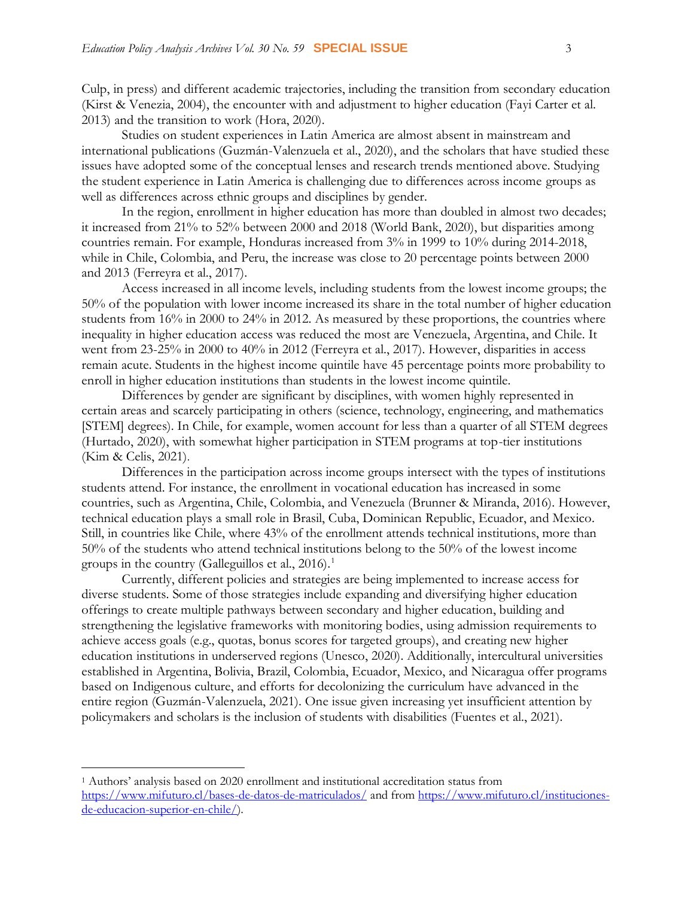Culp, in press) and different academic trajectories, including the transition from secondary education (Kirst & Venezia, 2004), the encounter with and adjustment to higher education (Fayi Carter et al. 2013) and the transition to work (Hora, 2020).

Studies on student experiences in Latin America are almost absent in mainstream and international publications (Guzmán-Valenzuela et al., 2020), and the scholars that have studied these issues have adopted some of the conceptual lenses and research trends mentioned above. Studying the student experience in Latin America is challenging due to differences across income groups as well as differences across ethnic groups and disciplines by gender.

In the region, enrollment in higher education has more than doubled in almost two decades; it increased from 21% to 52% between 2000 and 2018 (World Bank, 2020), but disparities among countries remain. For example, Honduras increased from 3% in 1999 to 10% during 2014-2018, while in Chile, Colombia, and Peru, the increase was close to 20 percentage points between 2000 and 2013 (Ferreyra et al., 2017).

Access increased in all income levels, including students from the lowest income groups; the 50% of the population with lower income increased its share in the total number of higher education students from 16% in 2000 to 24% in 2012. As measured by these proportions, the countries where inequality in higher education access was reduced the most are Venezuela, Argentina, and Chile. It went from 23-25% in 2000 to 40% in 2012 (Ferreyra et al., 2017). However, disparities in access remain acute. Students in the highest income quintile have 45 percentage points more probability to enroll in higher education institutions than students in the lowest income quintile.

Differences by gender are significant by disciplines, with women highly represented in certain areas and scarcely participating in others (science, technology, engineering, and mathematics [STEM] degrees). In Chile, for example, women account for less than a quarter of all STEM degrees (Hurtado, 2020), with somewhat higher participation in STEM programs at top-tier institutions (Kim & Celis, 2021).

Differences in the participation across income groups intersect with the types of institutions students attend. For instance, the enrollment in vocational education has increased in some countries, such as Argentina, Chile, Colombia, and Venezuela (Brunner & Miranda, 2016). However, technical education plays a small role in Brasil, Cuba, Dominican Republic, Ecuador, and Mexico. Still, in countries like Chile, where 43% of the enrollment attends technical institutions, more than 50% of the students who attend technical institutions belong to the 50% of the lowest income groups in the country (Galleguillos et al., 2016).[1]

Currently, different policies and strategies are being implemented to increase access for diverse students. Some of those strategies include expanding and diversifying higher education offerings to create multiple pathways between secondary and higher education, building and strengthening the legislative frameworks with monitoring bodies, using admission requirements to achieve access goals (e.g., quotas, bonus scores for targeted groups), and creating new higher education institutions in underserved regions (Unesco, 2020). Additionally, intercultural universities established in Argentina, Bolivia, Brazil, Colombia, Ecuador, Mexico, and Nicaragua offer programs based on Indigenous culture, and efforts for decolonizing the curriculum have advanced in the entire region (Guzmán-Valenzuela, 2021). One issue given increasing yet insufficient attention by policymakers and scholars is the inclusion of students with disabilities (Fuentes et al., 2021).

---

[1] Authors' analysis based on 2020 enrollment and institutional accreditation status from https://www.mifuturo.cl/bases-de-datos-de-matriculados/ and from https://www.mifuturo.cl/instituciones-de-educacion-superior-en-chile/).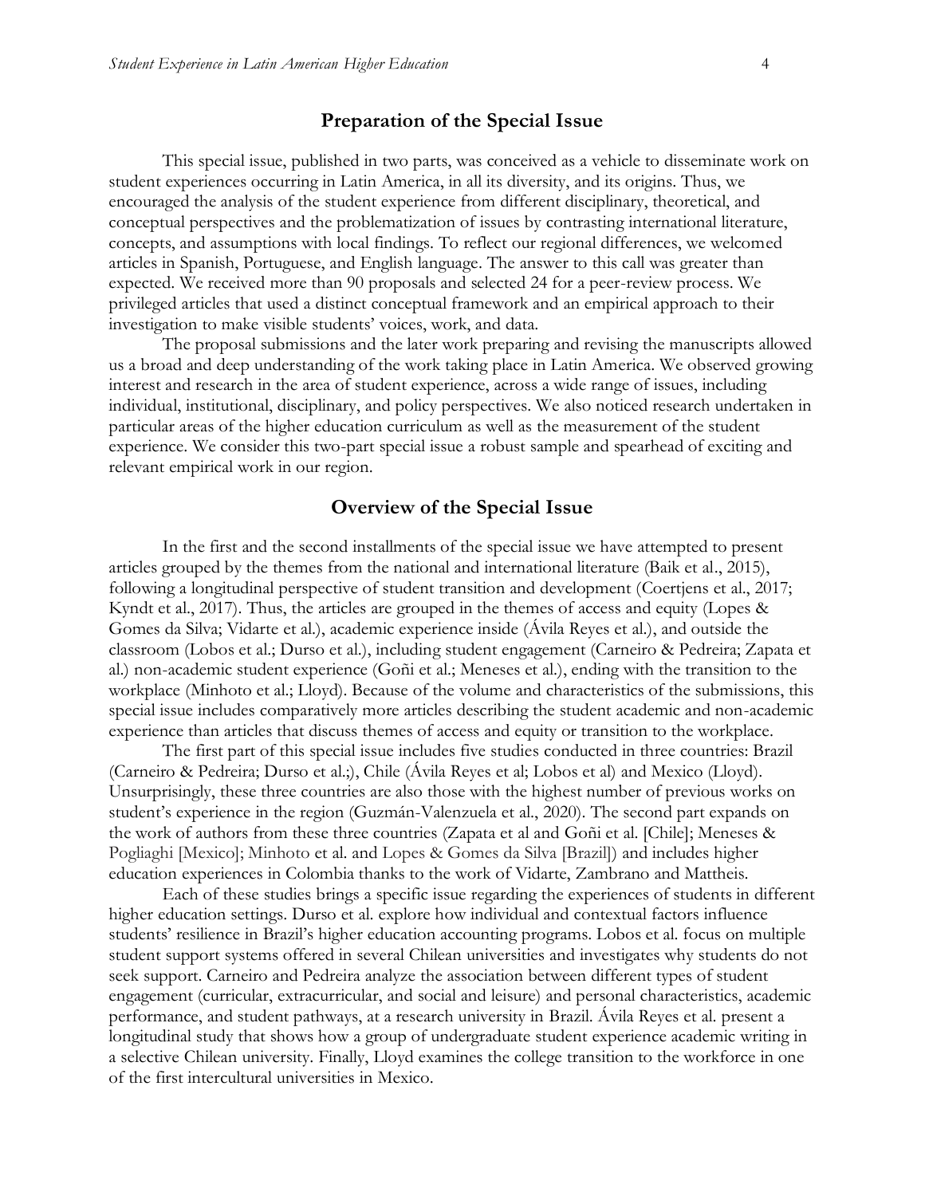## Preparation of the Special Issue

This special issue, published in two parts, was conceived as a vehicle to disseminate work on student experiences occurring in Latin America, in all its diversity, and its origins. Thus, we encouraged the analysis of the student experience from different disciplinary, theoretical, and conceptual perspectives and the problematization of issues by contrasting international literature, concepts, and assumptions with local findings. To reflect our regional differences, we welcomed articles in Spanish, Portuguese, and English language. The answer to this call was greater than expected. We received more than 90 proposals and selected 24 for a peer-review process. We privileged articles that used a distinct conceptual framework and an empirical approach to their investigation to make visible students' voices, work, and data.

The proposal submissions and the later work preparing and revising the manuscripts allowed us a broad and deep understanding of the work taking place in Latin America. We observed growing interest and research in the area of student experience, across a wide range of issues, including individual, institutional, disciplinary, and policy perspectives. We also noticed research undertaken in particular areas of the higher education curriculum as well as the measurement of the student experience. We consider this two-part special issue a robust sample and spearhead of exciting and relevant empirical work in our region.

## Overview of the Special Issue

In the first and the second installments of the special issue we have attempted to present articles grouped by the themes from the national and international literature (Baik et al., 2015), following a longitudinal perspective of student transition and development (Coertjens et al., 2017; Kyndt et al., 2017). Thus, the articles are grouped in the themes of access and equity (Lopes & Gomes da Silva; Vidarte et al.), academic experience inside (Ávila Reyes et al.), and outside the classroom (Lobos et al.; Durso et al.), including student engagement (Carneiro & Pedreira; Zapata et al.) non-academic student experience (Goñi et al.; Meneses et al.), ending with the transition to the workplace (Minhoto et al.; Lloyd). Because of the volume and characteristics of the submissions, this special issue includes comparatively more articles describing the student academic and non-academic experience than articles that discuss themes of access and equity or transition to the workplace.

The first part of this special issue includes five studies conducted in three countries: Brazil (Carneiro & Pedreira; Durso et al.;), Chile (Ávila Reyes et al; Lobos et al) and Mexico (Lloyd). Unsurprisingly, these three countries are also those with the highest number of previous works on student's experience in the region (Guzmán-Valenzuela et al., 2020). The second part expands on the work of authors from these three countries (Zapata et al and Goñi et al. [Chile]; Meneses & Pogliaghi [Mexico]; Minhoto et al. and Lopes & Gomes da Silva [Brazil]) and includes higher education experiences in Colombia thanks to the work of Vidarte, Zambrano and Mattheis.

Each of these studies brings a specific issue regarding the experiences of students in different higher education settings. Durso et al. explore how individual and contextual factors influence students' resilience in Brazil's higher education accounting programs. Lobos et al. focus on multiple student support systems offered in several Chilean universities and investigates why students do not seek support. Carneiro and Pedreira analyze the association between different types of student engagement (curricular, extracurricular, and social and leisure) and personal characteristics, academic performance, and student pathways, at a research university in Brazil. Ávila Reyes et al. present a longitudinal study that shows how a group of undergraduate student experience academic writing in a selective Chilean university. Finally, Lloyd examines the college transition to the workforce in one of the first intercultural universities in Mexico.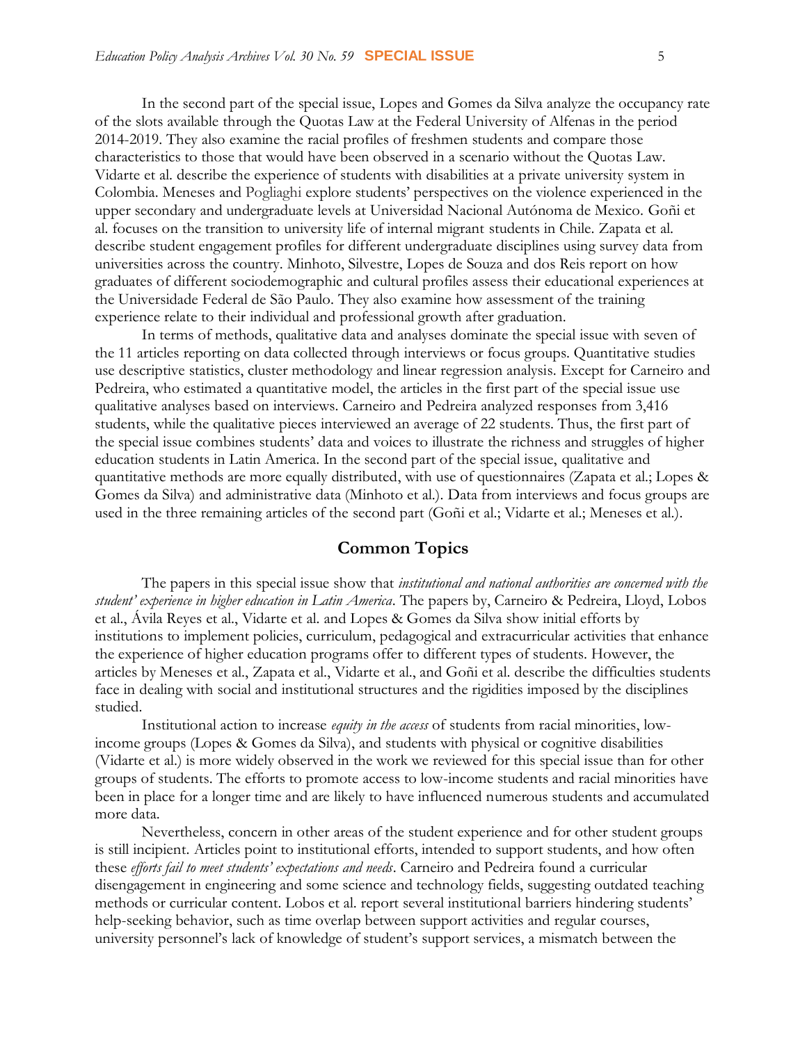In the second part of the special issue, Lopes and Gomes da Silva analyze the occupancy rate of the slots available through the Quotas Law at the Federal University of Alfenas in the period 2014-2019. They also examine the racial profiles of freshmen students and compare those characteristics to those that would have been observed in a scenario without the Quotas Law. Vidarte et al. describe the experience of students with disabilities at a private university system in Colombia. Meneses and Pogliaghi explore students' perspectives on the violence experienced in the upper secondary and undergraduate levels at Universidad Nacional Autónoma de Mexico. Goñi et al. focuses on the transition to university life of internal migrant students in Chile. Zapata et al. describe student engagement profiles for different undergraduate disciplines using survey data from universities across the country. Minhoto, Silvestre, Lopes de Souza and dos Reis report on how graduates of different sociodemographic and cultural profiles assess their educational experiences at the Universidade Federal de São Paulo. They also examine how assessment of the training experience relate to their individual and professional growth after graduation.

In terms of methods, qualitative data and analyses dominate the special issue with seven of the 11 articles reporting on data collected through interviews or focus groups. Quantitative studies use descriptive statistics, cluster methodology and linear regression analysis. Except for Carneiro and Pedreira, who estimated a quantitative model, the articles in the first part of the special issue use qualitative analyses based on interviews. Carneiro and Pedreira analyzed responses from 3,416 students, while the qualitative pieces interviewed an average of 22 students. Thus, the first part of the special issue combines students' data and voices to illustrate the richness and struggles of higher education students in Latin America. In the second part of the special issue, qualitative and quantitative methods are more equally distributed, with use of questionnaires (Zapata et al.; Lopes & Gomes da Silva) and administrative data (Minhoto et al.). Data from interviews and focus groups are used in the three remaining articles of the second part (Goñi et al.; Vidarte et al.; Meneses et al.).

## Common Topics

The papers in this special issue show that *institutional and national authorities are concerned with the student' experience in higher education in Latin America*. The papers by, Carneiro & Pedreira, Lloyd, Lobos et al., Ávila Reyes et al., Vidarte et al. and Lopes & Gomes da Silva show initial efforts by institutions to implement policies, curriculum, pedagogical and extracurricular activities that enhance the experience of higher education programs offer to different types of students. However, the articles by Meneses et al., Zapata et al., Vidarte et al., and Goñi et al. describe the difficulties students face in dealing with social and institutional structures and the rigidities imposed by the disciplines studied.

Institutional action to increase *equity in the access* of students from racial minorities, low-income groups (Lopes & Gomes da Silva), and students with physical or cognitive disabilities (Vidarte et al.) is more widely observed in the work we reviewed for this special issue than for other groups of students. The efforts to promote access to low-income students and racial minorities have been in place for a longer time and are likely to have influenced numerous students and accumulated more data.

Nevertheless, concern in other areas of the student experience and for other student groups is still incipient. Articles point to institutional efforts, intended to support students, and how often these *efforts fail to meet students' expectations and needs*. Carneiro and Pedreira found a curricular disengagement in engineering and some science and technology fields, suggesting outdated teaching methods or curricular content. Lobos et al. report several institutional barriers hindering students' help-seeking behavior, such as time overlap between support activities and regular courses, university personnel's lack of knowledge of student's support services, a mismatch between the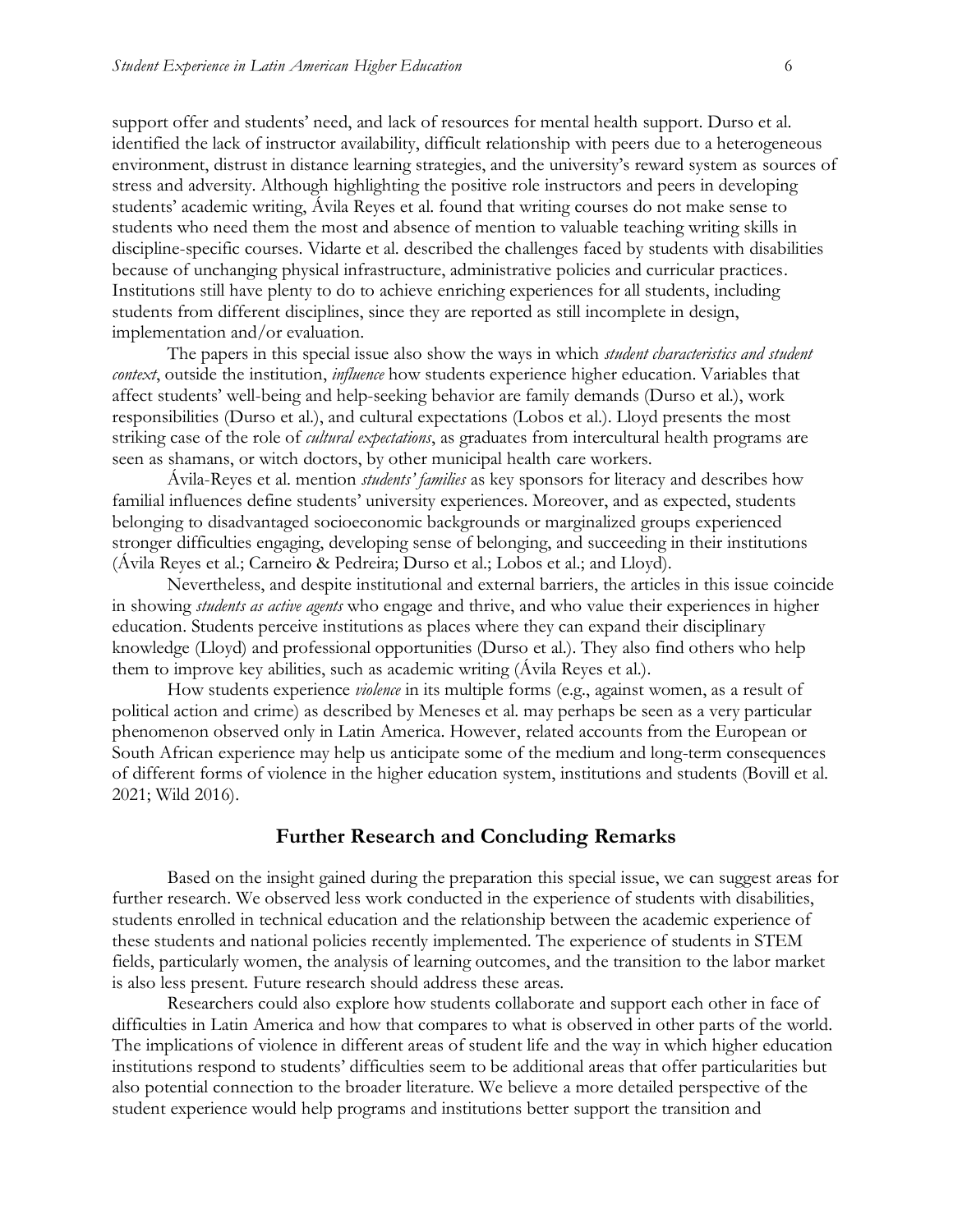support offer and students' need, and lack of resources for mental health support. Durso et al. identified the lack of instructor availability, difficult relationship with peers due to a heterogeneous environment, distrust in distance learning strategies, and the university's reward system as sources of stress and adversity. Although highlighting the positive role instructors and peers in developing students' academic writing, Ávila Reyes et al. found that writing courses do not make sense to students who need them the most and absence of mention to valuable teaching writing skills in discipline-specific courses. Vidarte et al. described the challenges faced by students with disabilities because of unchanging physical infrastructure, administrative policies and curricular practices. Institutions still have plenty to do to achieve enriching experiences for all students, including students from different disciplines, since they are reported as still incomplete in design, implementation and/or evaluation.

The papers in this special issue also show the ways in which *student characteristics and student context*, outside the institution, *influence* how students experience higher education. Variables that affect students' well-being and help-seeking behavior are family demands (Durso et al.), work responsibilities (Durso et al.), and cultural expectations (Lobos et al.). Lloyd presents the most striking case of the role of *cultural expectations*, as graduates from intercultural health programs are seen as shamans, or witch doctors, by other municipal health care workers.

Ávila-Reyes et al. mention *students' families* as key sponsors for literacy and describes how familial influences define students' university experiences. Moreover, and as expected, students belonging to disadvantaged socioeconomic backgrounds or marginalized groups experienced stronger difficulties engaging, developing sense of belonging, and succeeding in their institutions (Ávila Reyes et al.; Carneiro & Pedreira; Durso et al.; Lobos et al.; and Lloyd).

Nevertheless, and despite institutional and external barriers, the articles in this issue coincide in showing *students as active agents* who engage and thrive, and who value their experiences in higher education. Students perceive institutions as places where they can expand their disciplinary knowledge (Lloyd) and professional opportunities (Durso et al.). They also find others who help them to improve key abilities, such as academic writing (Ávila Reyes et al.).

How students experience *violence* in its multiple forms (e.g., against women, as a result of political action and crime) as described by Meneses et al. may perhaps be seen as a very particular phenomenon observed only in Latin America. However, related accounts from the European or South African experience may help us anticipate some of the medium and long-term consequences of different forms of violence in the higher education system, institutions and students (Bovill et al. 2021; Wild 2016).

## Further Research and Concluding Remarks

Based on the insight gained during the preparation this special issue, we can suggest areas for further research. We observed less work conducted in the experience of students with disabilities, students enrolled in technical education and the relationship between the academic experience of these students and national policies recently implemented. The experience of students in STEM fields, particularly women, the analysis of learning outcomes, and the transition to the labor market is also less present. Future research should address these areas.

Researchers could also explore how students collaborate and support each other in face of difficulties in Latin America and how that compares to what is observed in other parts of the world. The implications of violence in different areas of student life and the way in which higher education institutions respond to students' difficulties seem to be additional areas that offer particularities but also potential connection to the broader literature. We believe a more detailed perspective of the student experience would help programs and institutions better support the transition and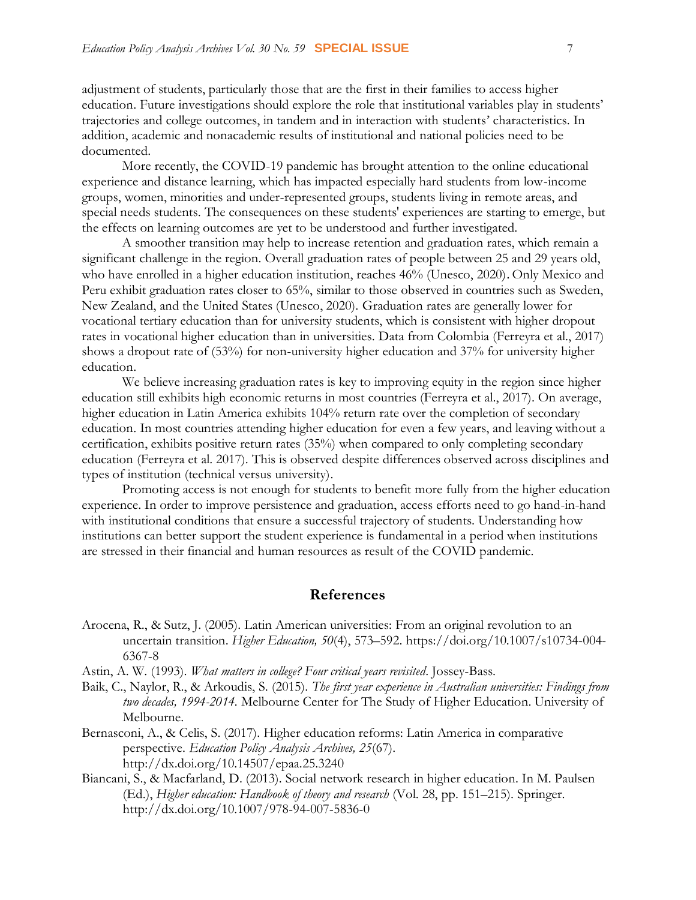adjustment of students, particularly those that are the first in their families to access higher education. Future investigations should explore the role that institutional variables play in students' trajectories and college outcomes, in tandem and in interaction with students' characteristics. In addition, academic and nonacademic results of institutional and national policies need to be documented.

More recently, the COVID-19 pandemic has brought attention to the online educational experience and distance learning, which has impacted especially hard students from low-income groups, women, minorities and under-represented groups, students living in remote areas, and special needs students. The consequences on these students' experiences are starting to emerge, but the effects on learning outcomes are yet to be understood and further investigated.

A smoother transition may help to increase retention and graduation rates, which remain a significant challenge in the region. Overall graduation rates of people between 25 and 29 years old, who have enrolled in a higher education institution, reaches 46% (Unesco, 2020). Only Mexico and Peru exhibit graduation rates closer to 65%, similar to those observed in countries such as Sweden, New Zealand, and the United States (Unesco, 2020). Graduation rates are generally lower for vocational tertiary education than for university students, which is consistent with higher dropout rates in vocational higher education than in universities. Data from Colombia (Ferreyra et al., 2017) shows a dropout rate of (53%) for non-university higher education and 37% for university higher education.

We believe increasing graduation rates is key to improving equity in the region since higher education still exhibits high economic returns in most countries (Ferreyra et al., 2017). On average, higher education in Latin America exhibits 104% return rate over the completion of secondary education. In most countries attending higher education for even a few years, and leaving without a certification, exhibits positive return rates (35%) when compared to only completing secondary education (Ferreyra et al. 2017). This is observed despite differences observed across disciplines and types of institution (technical versus university).

Promoting access is not enough for students to benefit more fully from the higher education experience. In order to improve persistence and graduation, access efforts need to go hand-in-hand with institutional conditions that ensure a successful trajectory of students. Understanding how institutions can better support the student experience is fundamental in a period when institutions are stressed in their financial and human resources as result of the COVID pandemic.

## References

Arocena, R., & Sutz, J. (2005). Latin American universities: From an original revolution to an uncertain transition. *Higher Education, 50*(4), 573–592. https://doi.org/10.1007/s10734-004-6367-8

Astin, A. W. (1993). *What matters in college? Four critical years revisited*. Jossey-Bass.

Baik, C., Naylor, R., & Arkoudis, S. (2015). *The first year experience in Australian universities: Findings from two decades, 1994-2014.* Melbourne Center for The Study of Higher Education. University of Melbourne.

Bernasconi, A., & Celis, S. (2017). Higher education reforms: Latin America in comparative perspective. *Education Policy Analysis Archives, 25*(67). http://dx.doi.org/10.14507/epaa.25.3240

Biancani, S., & Macfarland, D. (2013). Social network research in higher education. In M. Paulsen (Ed.), *Higher education: Handbook of theory and research* (Vol. 28, pp. 151–215). Springer. http://dx.doi.org/10.1007/978-94-007-5836-0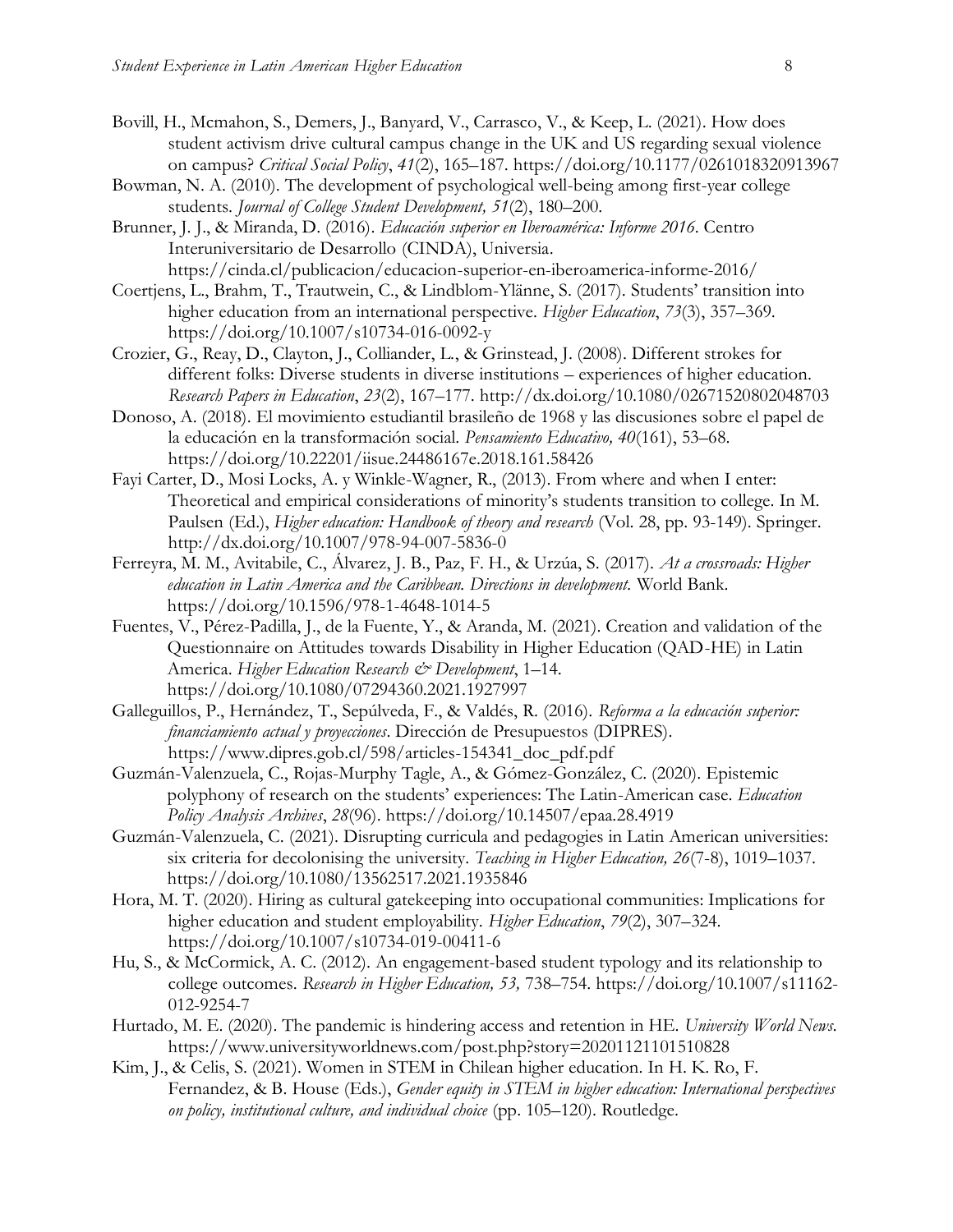Bovill, H., Mcmahon, S., Demers, J., Banyard, V., Carrasco, V., & Keep, L. (2021). How does student activism drive cultural campus change in the UK and US regarding sexual violence on campus? *Critical Social Policy*, *41*(2), 165–187. https://doi.org/10.1177/0261018320913967

Bowman, N. A. (2010). The development of psychological well-being among first-year college students. *Journal of College Student Development, 51*(2), 180–200.

Brunner, J. J., & Miranda, D. (2016). *Educación superior en Iberoamérica: Informe 2016*. Centro Interuniversitario de Desarrollo (CINDA), Universia. https://cinda.cl/publicacion/educacion-superior-en-iberoamerica-informe-2016/

Coertjens, L., Brahm, T., Trautwein, C., & Lindblom-Ylänne, S. (2017). Students' transition into higher education from an international perspective. *Higher Education*, *73*(3), 357–369. https://doi.org/10.1007/s10734-016-0092-y

Crozier, G., Reay, D., Clayton, J., Colliander, L., & Grinstead, J. (2008). Different strokes for different folks: Diverse students in diverse institutions – experiences of higher education. *Research Papers in Education*, *23*(2), 167–177. http://dx.doi.org/10.1080/02671520802048703

Donoso, A. (2018). El movimiento estudiantil brasileño de 1968 y las discusiones sobre el papel de la educación en la transformación social. *Pensamiento Educativo, 40*(161), 53–68. https://doi.org/10.22201/iisue.24486167e.2018.161.58426

Fayi Carter, D., Mosi Locks, A. y Winkle-Wagner, R., (2013). From where and when I enter: Theoretical and empirical considerations of minority's students transition to college. In M. Paulsen (Ed.), *Higher education: Handbook of theory and research* (Vol. 28, pp. 93-149). Springer. http://dx.doi.org/10.1007/978-94-007-5836-0

Ferreyra, M. M., Avitabile, C., Álvarez, J. B., Paz, F. H., & Urzúa, S. (2017). *At a crossroads: Higher education in Latin America and the Caribbean. Directions in development*. World Bank. https://doi.org/10.1596/978-1-4648-1014-5

Fuentes, V., Pérez-Padilla, J., de la Fuente, Y., & Aranda, M. (2021). Creation and validation of the Questionnaire on Attitudes towards Disability in Higher Education (QAD-HE) in Latin America. *Higher Education Research & Development*, 1–14. https://doi.org/10.1080/07294360.2021.1927997

Galleguillos, P., Hernández, T., Sepúlveda, F., & Valdés, R. (2016). *Reforma a la educación superior: financiamiento actual y proyecciones*. Dirección de Presupuestos (DIPRES). https://www.dipres.gob.cl/598/articles-154341_doc_pdf.pdf

Guzmán-Valenzuela, C., Rojas-Murphy Tagle, A., & Gómez-González, C. (2020). Epistemic polyphony of research on the students' experiences: The Latin-American case. *Education Policy Analysis Archives*, *28*(96). https://doi.org/10.14507/epaa.28.4919

Guzmán-Valenzuela, C. (2021). Disrupting curricula and pedagogies in Latin American universities: six criteria for decolonising the university. *Teaching in Higher Education, 26*(7-8), 1019–1037. https://doi.org/10.1080/13562517.2021.1935846

Hora, M. T. (2020). Hiring as cultural gatekeeping into occupational communities: Implications for higher education and student employability. *Higher Education*, *79*(2), 307–324. https://doi.org/10.1007/s10734-019-00411-6

Hu, S., & McCormick, A. C. (2012). An engagement-based student typology and its relationship to college outcomes. *Research in Higher Education, 53,* 738–754. https://doi.org/10.1007/s11162-012-9254-7

Hurtado, M. E. (2020). The pandemic is hindering access and retention in HE. *University World News*. https://www.universityworldnews.com/post.php?story=20201121101510828

Kim, J., & Celis, S. (2021). Women in STEM in Chilean higher education. In H. K. Ro, F. Fernandez, & B. House (Eds.), *Gender equity in STEM in higher education: International perspectives on policy, institutional culture, and individual choice* (pp. 105–120). Routledge.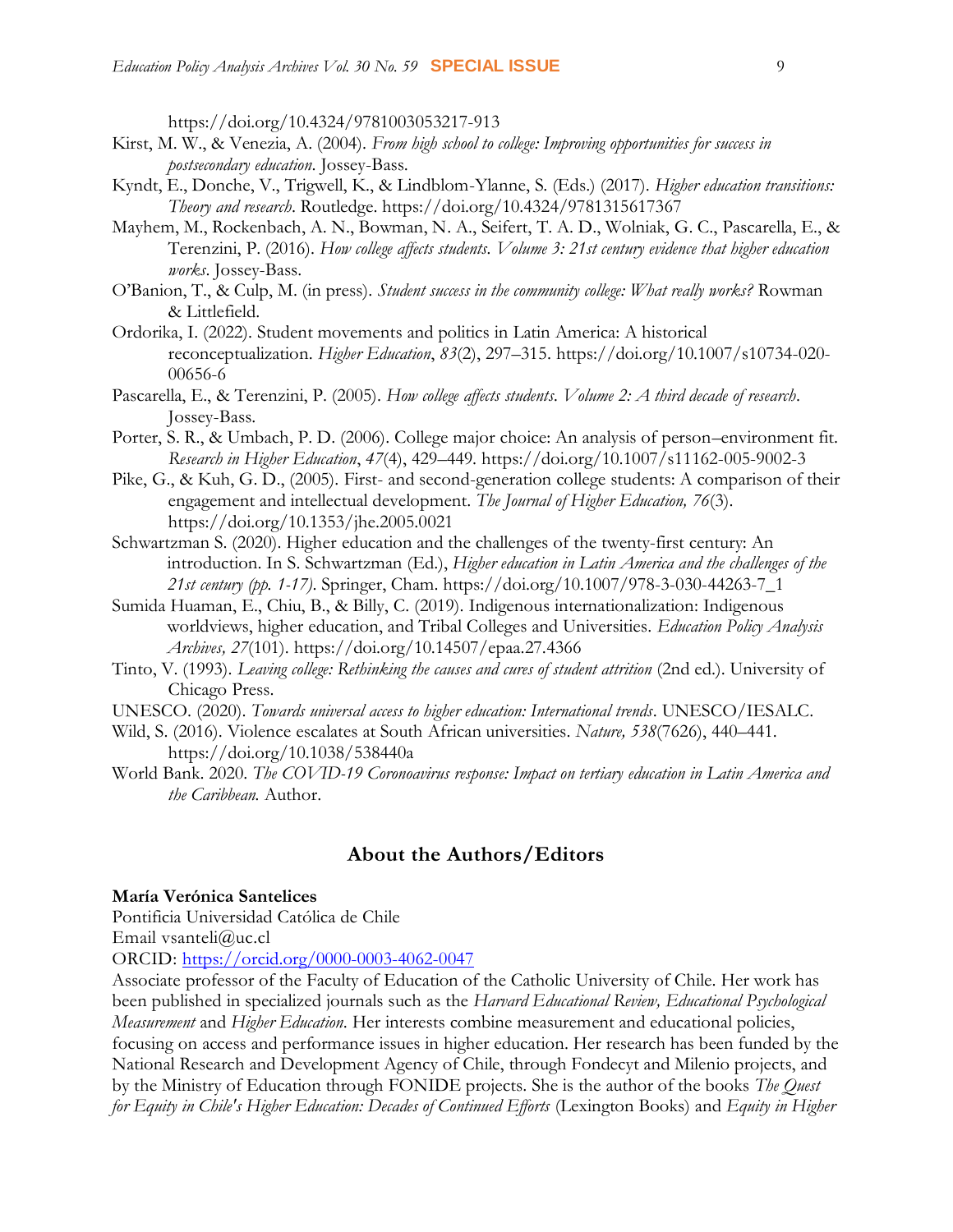https://doi.org/10.4324/9781003053217-913

Kirst, M. W., & Venezia, A. (2004). *From high school to college: Improving opportunities for success in postsecondary education*. Jossey-Bass.

Kyndt, E., Donche, V., Trigwell, K., & Lindblom-Ylanne, S. (Eds.) (2017). *Higher education transitions: Theory and research*. Routledge. https://doi.org/10.4324/9781315617367

Mayhem, M., Rockenbach, A. N., Bowman, N. A., Seifert, T. A. D., Wolniak, G. C., Pascarella, E., & Terenzini, P. (2016). *How college affects students. Volume 3: 21st century evidence that higher education works*. Jossey-Bass.

O'Banion, T., & Culp, M. (in press). *Student success in the community college: What really works?* Rowman & Littlefield.

Ordorika, I. (2022). Student movements and politics in Latin America: A historical reconceptualization. *Higher Education*, *83*(2), 297–315. https://doi.org/10.1007/s10734-020-00656-6

Pascarella, E., & Terenzini, P. (2005). *How college affects students. Volume 2: A third decade of research*. Jossey-Bass.

Porter, S. R., & Umbach, P. D. (2006). College major choice: An analysis of person–environment fit. *Research in Higher Education*, *47*(4), 429–449. https://doi.org/10.1007/s11162-005-9002-3

Pike, G., & Kuh, G. D., (2005). First- and second-generation college students: A comparison of their engagement and intellectual development. *The Journal of Higher Education, 76*(3). https://doi.org/10.1353/jhe.2005.0021

Schwartzman S. (2020). Higher education and the challenges of the twenty-first century: An introduction. In S. Schwartzman (Ed.), *Higher education in Latin America and the challenges of the 21st century (pp. 1-17)*. Springer, Cham. https://doi.org/10.1007/978-3-030-44263-7_1

Sumida Huaman, E., Chiu, B., & Billy, C. (2019). Indigenous internationalization: Indigenous worldviews, higher education, and Tribal Colleges and Universities. *Education Policy Analysis Archives, 27*(101). https://doi.org/10.14507/epaa.27.4366

Tinto, V. (1993). *Leaving college: Rethinking the causes and cures of student attrition* (2nd ed.). University of Chicago Press.

UNESCO. (2020). *Towards universal access to higher education: International trends*. UNESCO/IESALC.

Wild, S. (2016). Violence escalates at South African universities. *Nature, 538*(7626), 440–441. https://doi.org/10.1038/538440a

World Bank. 2020. *The COVID-19 Coronoavirus response: Impact on tertiary education in Latin America and the Caribbean.* Author.

## About the Authors/Editors

**María Verónica Santelices**

Pontificia Universidad Católica de Chile

Email vsanteli@uc.cl

ORCID: https://orcid.org/0000-0003-4062-0047

Associate professor of the Faculty of Education of the Catholic University of Chile. Her work has been published in specialized journals such as the *Harvard Educational Review, Educational Psychological Measurement* and *Higher Education.* Her interests combine measurement and educational policies, focusing on access and performance issues in higher education. Her research has been funded by the National Research and Development Agency of Chile, through Fondecyt and Milenio projects, and by the Ministry of Education through FONIDE projects. She is the author of the books *The Quest for Equity in Chile's Higher Education: Decades of Continued Efforts* (Lexington Books) and *Equity in Higher*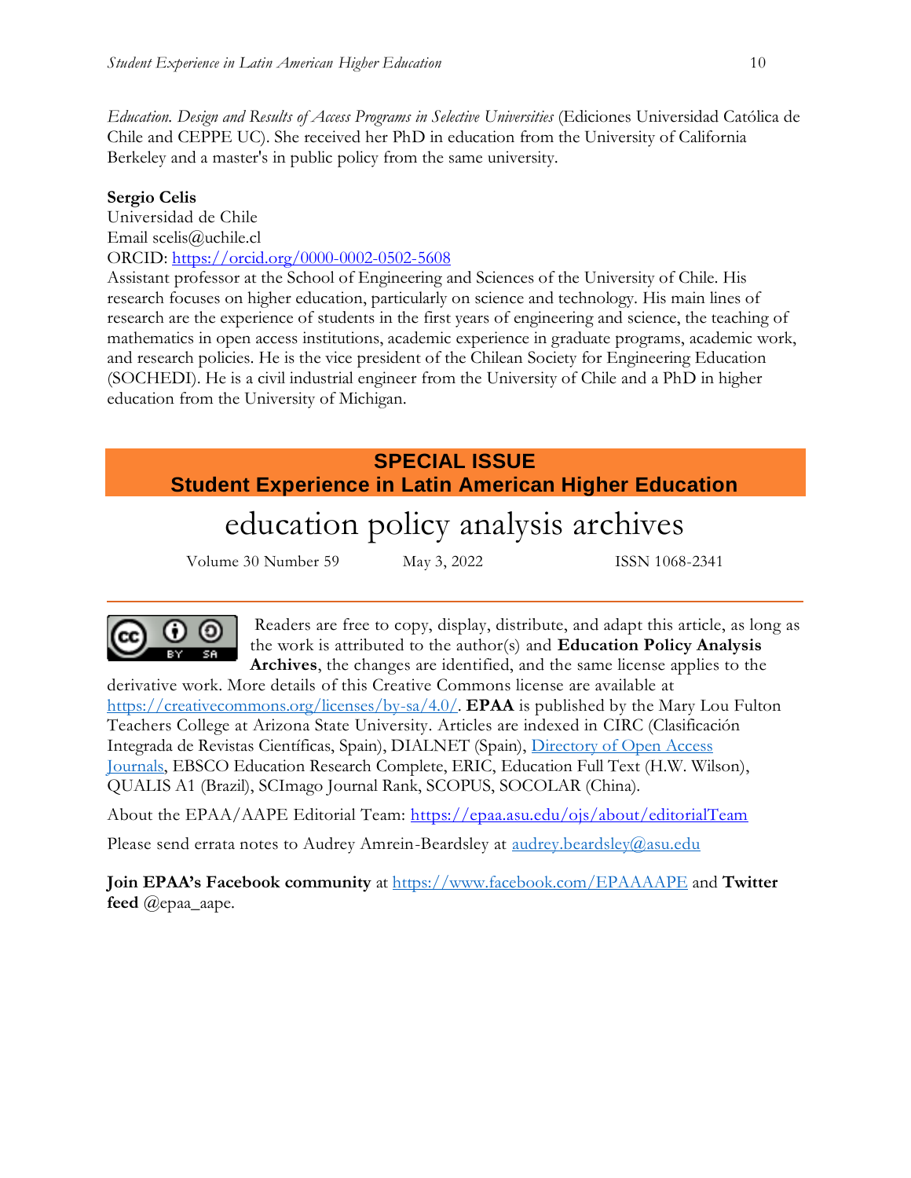*Education. Design and Results of Access Programs in Selective Universities* (Ediciones Universidad Católica de Chile and CEPPE UC). She received her PhD in education from the University of California Berkeley and a master's in public policy from the same university.

**Sergio Celis**
Universidad de Chile
Email scelis@uchile.cl
ORCID: https://orcid.org/0000-0002-0502-5608
Assistant professor at the School of Engineering and Sciences of the University of Chile. His research focuses on higher education, particularly on science and technology. His main lines of research are the experience of students in the first years of engineering and science, the teaching of mathematics in open access institutions, academic experience in graduate programs, academic work, and research policies. He is the vice president of the Chilean Society for Engineering Education (SOCHEDI). He is a civil industrial engineer from the University of Chile and a PhD in higher education from the University of Michigan.

**SPECIAL ISSUE**
**Student Experience in Latin American Higher Education**

# education policy analysis archives

Volume 30 Number 59 May 3, 2022 ISSN 1068-2341

Readers are free to copy, display, distribute, and adapt this article, as long as the work is attributed to the author(s) and **Education Policy Analysis Archives**, the changes are identified, and the same license applies to the derivative work. More details of this Creative Commons license are available at https://creativecommons.org/licenses/by-sa/4.0/. **EPAA** is published by the Mary Lou Fulton Teachers College at Arizona State University. Articles are indexed in CIRC (Clasificación Integrada de Revistas Científicas, Spain), DIALNET (Spain), Directory of Open Access Journals, EBSCO Education Research Complete, ERIC, Education Full Text (H.W. Wilson), QUALIS A1 (Brazil), SCImago Journal Rank, SCOPUS, SOCOLAR (China).

About the EPAA/AAPE Editorial Team: https://epaa.asu.edu/ojs/about/editorialTeam

Please send errata notes to Audrey Amrein-Beardsley at audrey.beardsley@asu.edu

**Join EPAA's Facebook community** at https://www.facebook.com/EPAAAAPE and **Twitter feed** @epaa_aape.